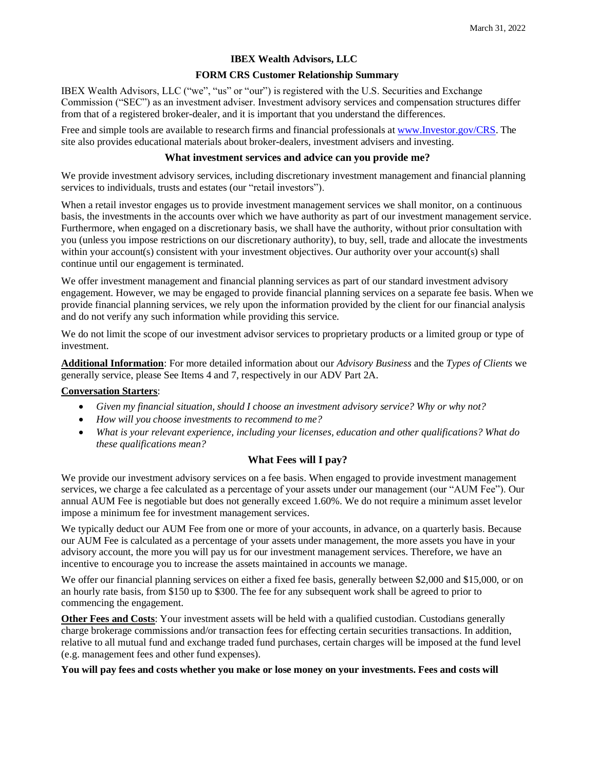March 31, 2022

# IBEX Wealth Advisors, LLC

## FORM CRS Customer Relationship Summary

IBEX Wealth Advisors, LLC ("we", "us" or "our") is registered with the U.S. Securities and Exchange Commission ("SEC") as an investment adviser. Investment advisory services and compensation structures differ from that of a registered broker-dealer, and it is important that you understand the differences.

Free and simple tools are available to research firms and financial professionals at [www.Investor.gov/CRS](www.Investor.gov/CRS). The site also provides educational materials about broker-dealers, investment advisers and investing.

## What investment services and advice can you provide me?

We provide investment advisory services, including discretionary investment management and financial planning services to individuals, trusts and estates (our "retail investors").

When a retail investor engages us to provide investment management services we shall monitor, on a continuous basis, the investments in the accounts over which we have authority as part of our investment management service. Furthermore, when engaged on a discretionary basis, we shall have the authority, without prior consultation with you (unless you impose restrictions on our discretionary authority), to buy, sell, trade and allocate the investments within your account(s) consistent with your investment objectives. Our authority over your account(s) shall continue until our engagement is terminated.

We offer investment management and financial planning services as part of our standard investment advisory engagement. However, we may be engaged to provide financial planning services on a separate fee basis. When we provide financial planning services, we rely upon the information provided by the client for our financial analysis and do not verify any such information while providing this service.

We do not limit the scope of our investment advisor services to proprietary products or a limited group or type of investment.

**Additional Information**: For more detailed information about our *Advisory Business* and the *Types of Clients* we generally service, please See Items 4 and 7, respectively in our ADV Part 2A.

**Conversation Starters**:

- *Given my financial situation, should I choose an investment advisory service? Why or why not?*
- *How will you choose investments to recommend to me?*
- *What is your relevant experience, including your licenses, education and other qualifications? What do these qualifications mean?*

## What Fees will I pay?

We provide our investment advisory services on a fee basis. When engaged to provide investment management services, we charge a fee calculated as a percentage of your assets under our management (our "AUM Fee"). Our annual AUM Fee is negotiable but does not generally exceed 1.60%. We do not require a minimum asset levelor impose a minimum fee for investment management services.

We typically deduct our AUM Fee from one or more of your accounts, in advance, on a quarterly basis. Because our AUM Fee is calculated as a percentage of your assets under management, the more assets you have in your advisory account, the more you will pay us for our investment management services. Therefore, we have an incentive to encourage you to increase the assets maintained in accounts we manage.

We offer our financial planning services on either a fixed fee basis, generally between $2,000 and $15,000, or on an hourly rate basis, from $150 up to $300. The fee for any subsequent work shall be agreed to prior to commencing the engagement.

**Other Fees and Costs**: Your investment assets will be held with a qualified custodian. Custodians generally charge brokerage commissions and/or transaction fees for effecting certain securities transactions. In addition, relative to all mutual fund and exchange traded fund purchases, certain charges will be imposed at the fund level (e.g. management fees and other fund expenses).

**You will pay fees and costs whether you make or lose money on your investments. Fees and costs will**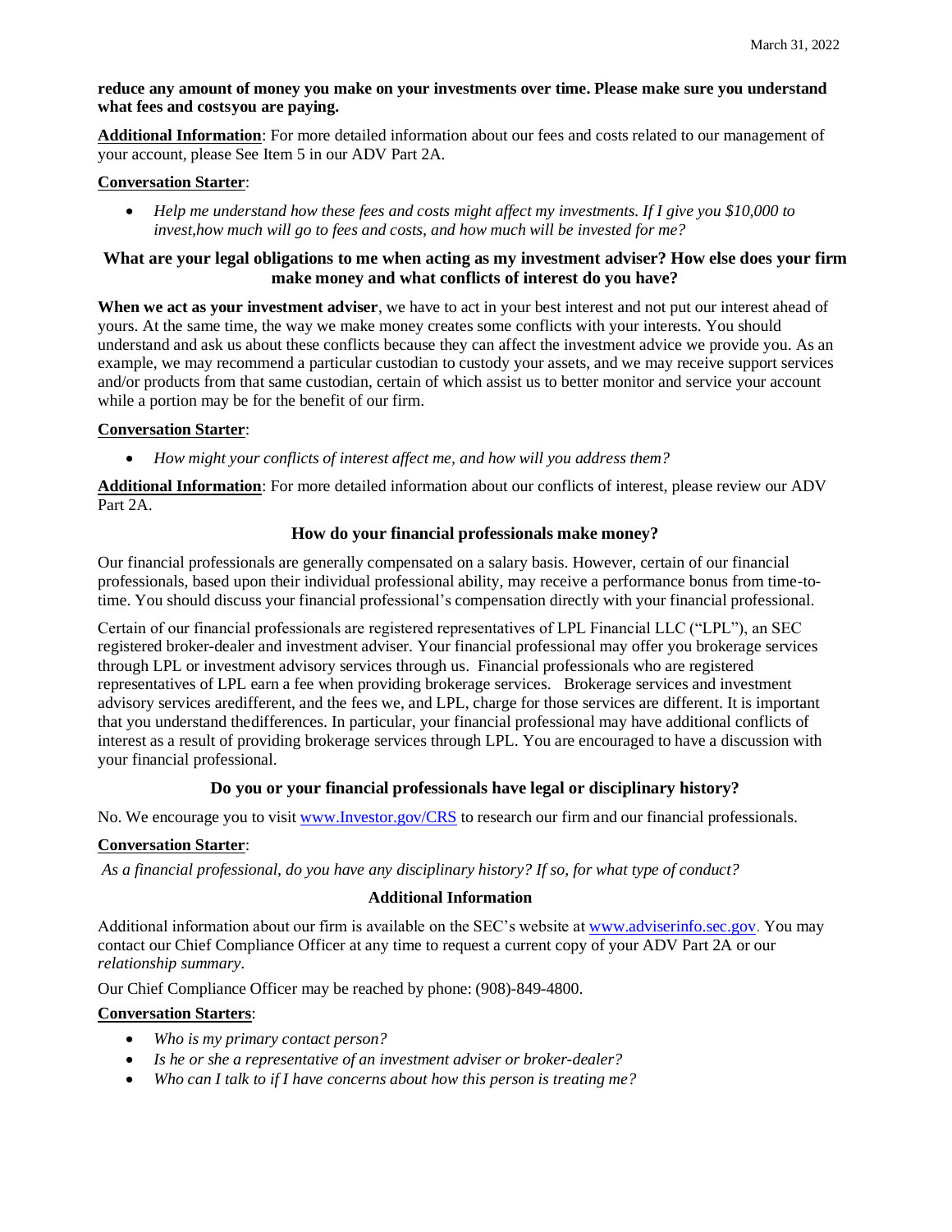**reduce any amount of money you make on your investments over time. Please make sure you understand what fees and costsyou are paying.**

**Additional Information**: For more detailed information about our fees and costs related to our management of your account, please See Item 5 in our ADV Part 2A.

**Conversation Starter**:

- *Help me understand how these fees and costs might affect my investments. If I give you $10,000 to invest,how much will go to fees and costs, and how much will be invested for me?*

### What are your legal obligations to me when acting as my investment adviser? How else does your firm make money and what conflicts of interest do you have?

**When we act as your investment adviser**, we have to act in your best interest and not put our interest ahead of yours. At the same time, the way we make money creates some conflicts with your interests. You should understand and ask us about these conflicts because they can affect the investment advice we provide you. As an example, we may recommend a particular custodian to custody your assets, and we may receive support services and/or products from that same custodian, certain of which assist us to better monitor and service your account while a portion may be for the benefit of our firm.

**Conversation Starter**:

- *How might your conflicts of interest affect me, and how will you address them?*

**Additional Information**: For more detailed information about our conflicts of interest, please review our ADV Part 2A.

### How do your financial professionals make money?

Our financial professionals are generally compensated on a salary basis. However, certain of our financial professionals, based upon their individual professional ability, may receive a performance bonus from time-to-time. You should discuss your financial professional's compensation directly with your financial professional.

Certain of our financial professionals are registered representatives of LPL Financial LLC ("LPL"), an SEC registered broker-dealer and investment adviser. Your financial professional may offer you brokerage services through LPL or investment advisory services through us. Financial professionals who are registered representatives of LPL earn a fee when providing brokerage services. Brokerage services and investment advisory services aredifferent, and the fees we, and LPL, charge for those services are different. It is important that you understand thedifferences. In particular, your financial professional may have additional conflicts of interest as a result of providing brokerage services through LPL. You are encouraged to have a discussion with your financial professional.

### Do you or your financial professionals have legal or disciplinary history?

No. We encourage you to visit www.Investor.gov/CRS to research our firm and our financial professionals.

**Conversation Starter**:

*As a financial professional, do you have any disciplinary history? If so, for what type of conduct?*

### Additional Information

Additional information about our firm is available on the SEC's website at www.adviserinfo.sec.gov. You may contact our Chief Compliance Officer at any time to request a current copy of your ADV Part 2A or our *relationship summary*.

Our Chief Compliance Officer may be reached by phone: (908)-849-4800.

**Conversation Starters**:

- *Who is my primary contact person?*
- *Is he or she a representative of an investment adviser or broker-dealer?*
- *Who can I talk to if I have concerns about how this person is treating me?*